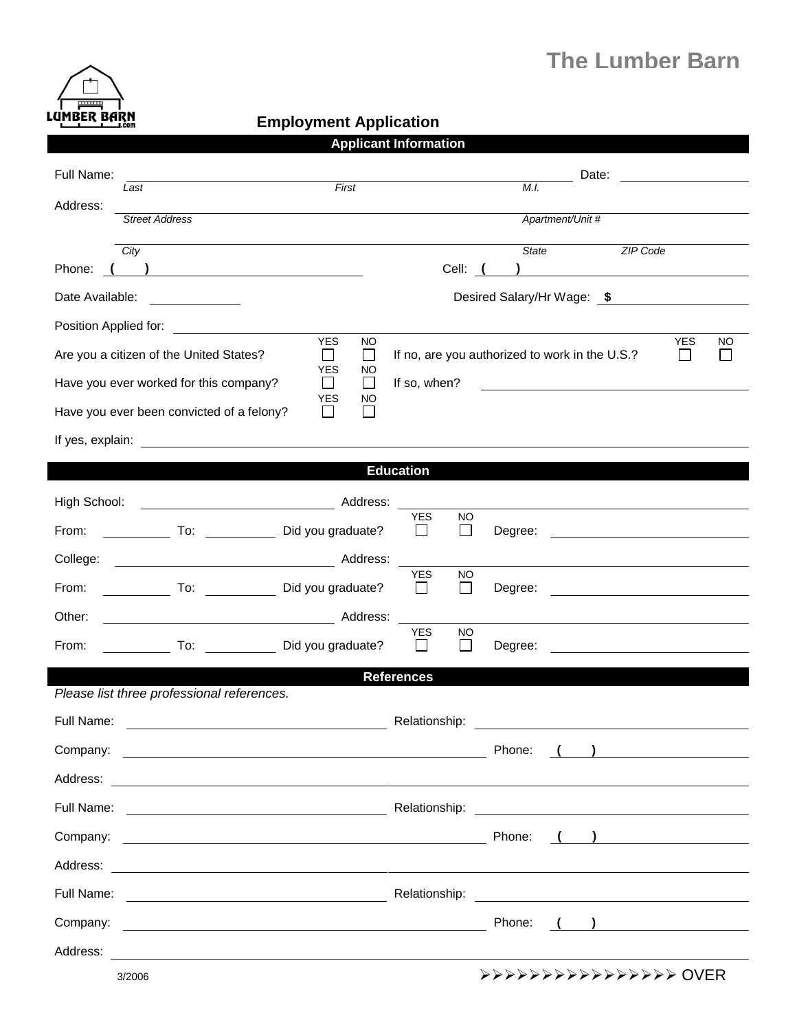# The Lumber Barn

## Employment Application

### Applicant Information

Full Name: ______________________________________________ Date: ______________

*Last* *First* *M.I.*

Address: ______________________________________________

*Street Address* *Apartment/Unit #*

______________________________________________

*City* *State* *ZIP Code*

Phone: ( ) ____________________ Cell: ( ) ____________________

Date Available: ____________ Desired Salary/Hr Wage: $ ____________

Position Applied for: ______________________________________________

Are you a citizen of the United States? YES ☐ NO ☐ If no, are you authorized to work in the U.S.? YES ☐ NO ☐

Have you ever worked for this company? YES ☐ NO ☐ If so, when? ____________________

Have you ever been convicted of a felony? YES ☐ NO ☐

If yes, explain: ______________________________________________

### Education

High School: ____________________ Address: ____________________

From: __________ To: __________ Did you graduate? YES ☐ NO ☐ Degree: ____________________

College: ____________________ Address: ____________________

From: __________ To: __________ Did you graduate? YES ☐ NO ☐ Degree: ____________________

Other: ____________________ Address: ____________________

From: __________ To: __________ Did you graduate? YES ☐ NO ☐ Degree: ____________________

### References

*Please list three professional references.*

Full Name: ____________________ Relationship: ____________________

Company: ____________________ Phone: ( ) ____________________

Address: ______________________________________________

Full Name: ____________________ Relationship: ____________________

Company: ____________________ Phone: ( ) ____________________

Address: ______________________________________________

Full Name: ____________________ Relationship: ____________________

Company: ____________________ Phone: ( ) ____________________

Address: ______________________________________________

3/2006

➢➢➢➢➢➢➢➢➢➢➢➢➢➢➢➢➢ OVER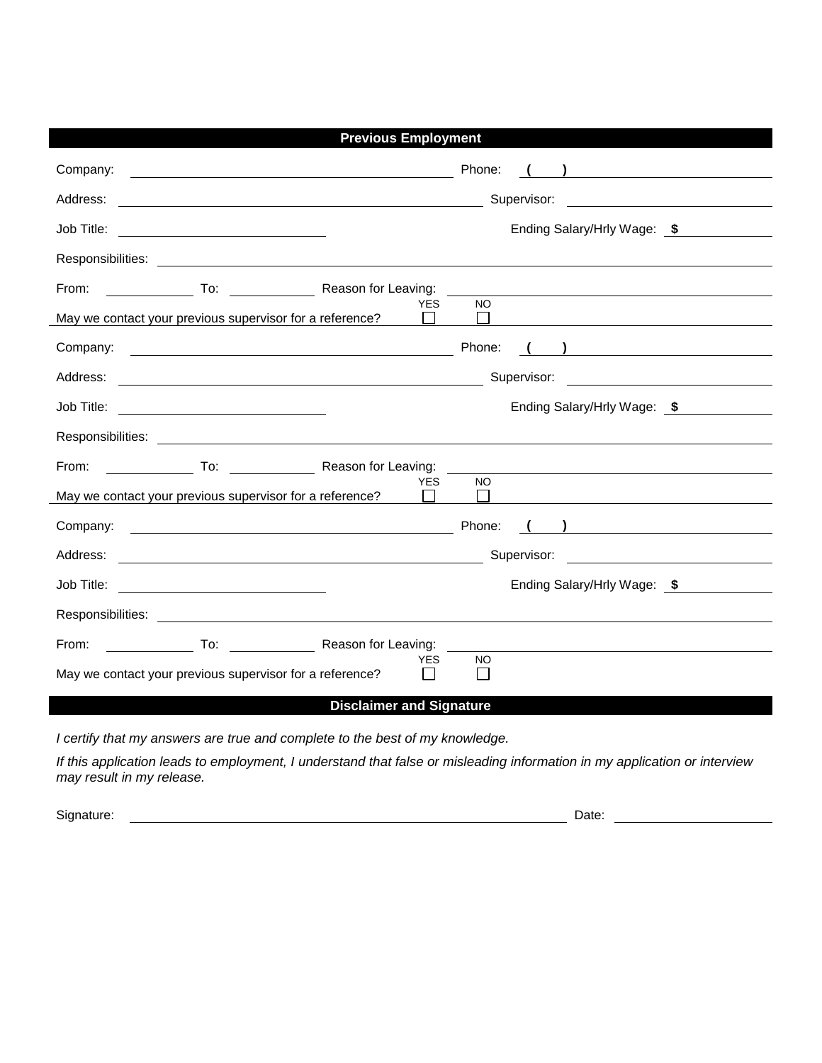## Previous Employment

Company: \_\_\_\_\_\_\_\_\_\_\_\_\_\_\_\_\_\_\_\_ Phone: **( )** \_\_\_\_\_\_\_\_\_\_

Address: \_\_\_\_\_\_\_\_\_\_\_\_\_\_\_\_\_\_\_\_ Supervisor: \_\_\_\_\_\_\_\_\_\_

Job Title: \_\_\_\_\_\_\_\_\_\_ Ending Salary/Hrly Wage: **$** \_\_\_\_\_\_\_\_\_\_

Responsibilities: \_\_\_\_\_\_\_\_\_\_\_\_\_\_\_\_\_\_\_\_

From: \_\_\_\_\_\_ To: \_\_\_\_\_\_ Reason for Leaving: \_\_\_\_\_\_\_\_\_\_

May we contact your previous supervisor for a reference? YES ☐ NO ☐

Company: \_\_\_\_\_\_\_\_\_\_\_\_\_\_\_\_\_\_\_\_ Phone: **( )** \_\_\_\_\_\_\_\_\_\_

Address: \_\_\_\_\_\_\_\_\_\_\_\_\_\_\_\_\_\_\_\_ Supervisor: \_\_\_\_\_\_\_\_\_\_

Job Title: \_\_\_\_\_\_\_\_\_\_ Ending Salary/Hrly Wage: **$** \_\_\_\_\_\_\_\_\_\_

Responsibilities: \_\_\_\_\_\_\_\_\_\_\_\_\_\_\_\_\_\_\_\_

From: \_\_\_\_\_\_ To: \_\_\_\_\_\_ Reason for Leaving: \_\_\_\_\_\_\_\_\_\_

May we contact your previous supervisor for a reference? YES ☐ NO ☐

Company: \_\_\_\_\_\_\_\_\_\_\_\_\_\_\_\_\_\_\_\_ Phone: **( )** \_\_\_\_\_\_\_\_\_\_

Address: \_\_\_\_\_\_\_\_\_\_\_\_\_\_\_\_\_\_\_\_ Supervisor: \_\_\_\_\_\_\_\_\_\_

Job Title: \_\_\_\_\_\_\_\_\_\_ Ending Salary/Hrly Wage: **$** \_\_\_\_\_\_\_\_\_\_

Responsibilities: \_\_\_\_\_\_\_\_\_\_\_\_\_\_\_\_\_\_\_\_

From: \_\_\_\_\_\_ To: \_\_\_\_\_\_ Reason for Leaving: \_\_\_\_\_\_\_\_\_\_

May we contact your previous supervisor for a reference? YES ☐ NO ☐

## Disclaimer and Signature

*I certify that my answers are true and complete to the best of my knowledge.*

*If this application leads to employment, I understand that false or misleading information in my application or interview may result in my release.*

Signature: \_\_\_\_\_\_\_\_\_\_\_\_\_\_\_\_\_\_\_\_ Date: \_\_\_\_\_\_\_\_\_\_